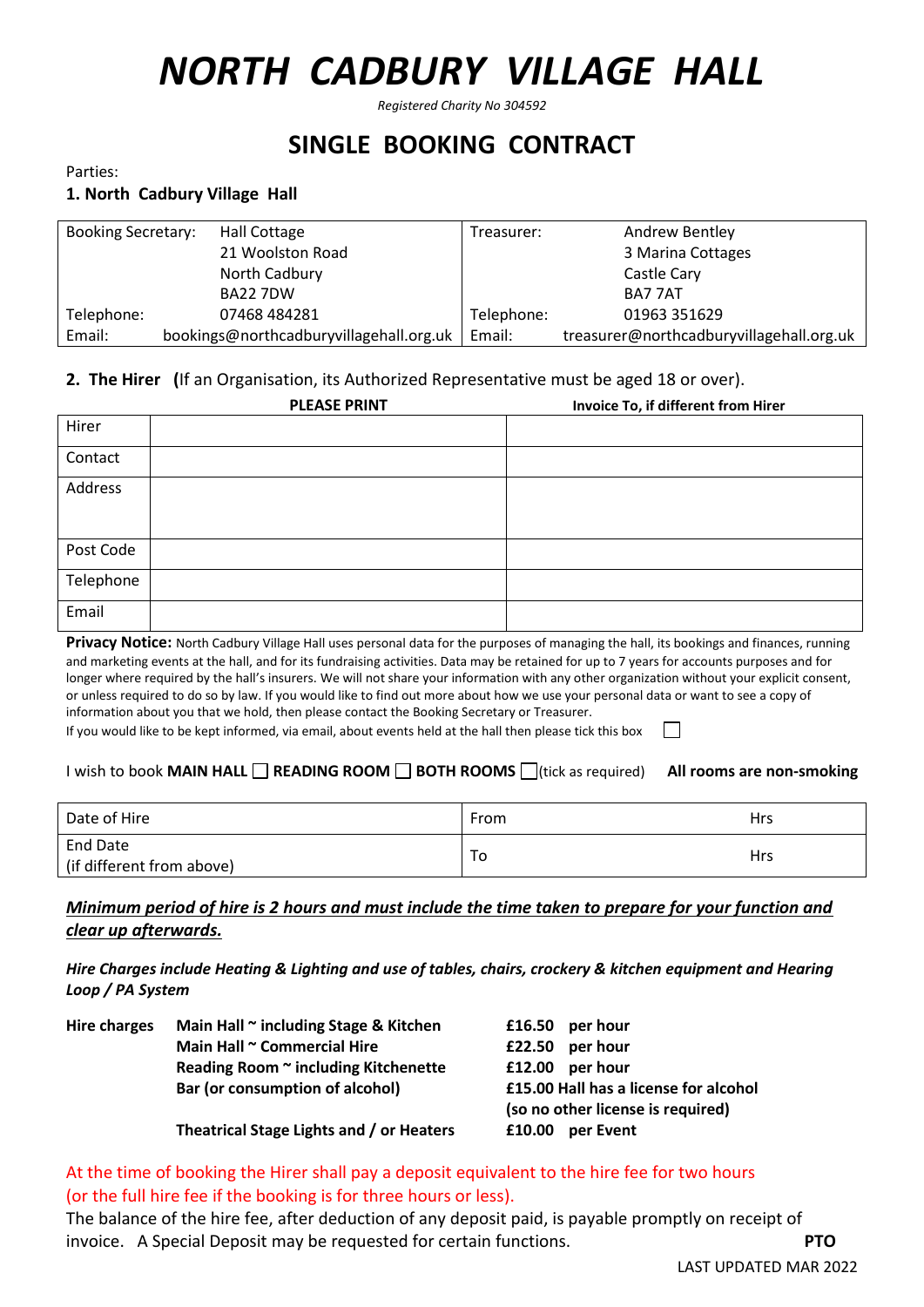# NORTH CADBURY VILLAGE HALL

*Registered Charity No 304592*

## SINGLE BOOKING CONTRACT

Parties:

**1. North Cadbury Village Hall**

| Booking Secretary: | Hall Cottage<br>21 Woolston Road<br>North Cadbury<br>BA22 7DW | Treasurer: | Andrew Bentley<br>3 Marina Cottages<br>Castle Cary<br>BA7 7AT |
|---|---|---|---|
| Telephone: | 07468 484281 | Telephone: | 01963 351629 |
| Email: | bookings@northcadburyvillagehall.org.uk | Email: | treasurer@northcadburyvillagehall.org.uk |

**2. The Hirer (**If an Organisation, its Authorized Representative must be aged 18 or over).

| | **PLEASE PRINT** | **Invoice To, if different from Hirer** |
|---|---|---|
| Hirer | | |
| Contact | | |
| Address | | |
| Post Code | | |
| Telephone | | |
| Email | | |

**Privacy Notice:** North Cadbury Village Hall uses personal data for the purposes of managing the hall, its bookings and finances, running and marketing events at the hall, and for its fundraising activities. Data may be retained for up to 7 years for accounts purposes and for longer where required by the hall's insurers. We will not share your information with any other organization without your explicit consent, or unless required to do so by law. If you would like to find out more about how we use your personal data or want to see a copy of information about you that we hold, then please contact the Booking Secretary or Treasurer.

If you would like to be kept informed, via email, about events held at the hall then please tick this box ☐

I wish to book **MAIN HALL** ☐ **READING ROOM** ☐ **BOTH ROOMS** ☐ (tick as required) **All rooms are non-smoking**

| Date of Hire | From | Hrs |
|---|---|---|
| End Date<br>(if different from above) | To | Hrs |

***Minimum period of hire is 2 hours and must include the time taken to prepare for your function and clear up afterwards.***

***Hire Charges include Heating & Lighting and use of tables, chairs, crockery & kitchen equipment and Hearing Loop / PA System***

| **Hire charges** | **Main Hall ~ including Stage & Kitchen** | **£16.50 per hour** |
|---|---|---|
| | **Main Hall ~ Commercial Hire** | **£22.50 per hour** |
| | **Reading Room ~ including Kitchenette** | **£12.00 per hour** |
| | **Bar (or consumption of alcohol)** | **£15.00 Hall has a license for alcohol (so no other license is required)** |
| | **Theatrical Stage Lights and / or Heaters** | **£10.00 per Event** |

At the time of booking the Hirer shall pay a deposit equivalent to the hire fee for two hours (or the full hire fee if the booking is for three hours or less).

The balance of the hire fee, after deduction of any deposit paid, is payable promptly on receipt of invoice. A Special Deposit may be requested for certain functions.

**PTO**

LAST UPDATED MAR 2022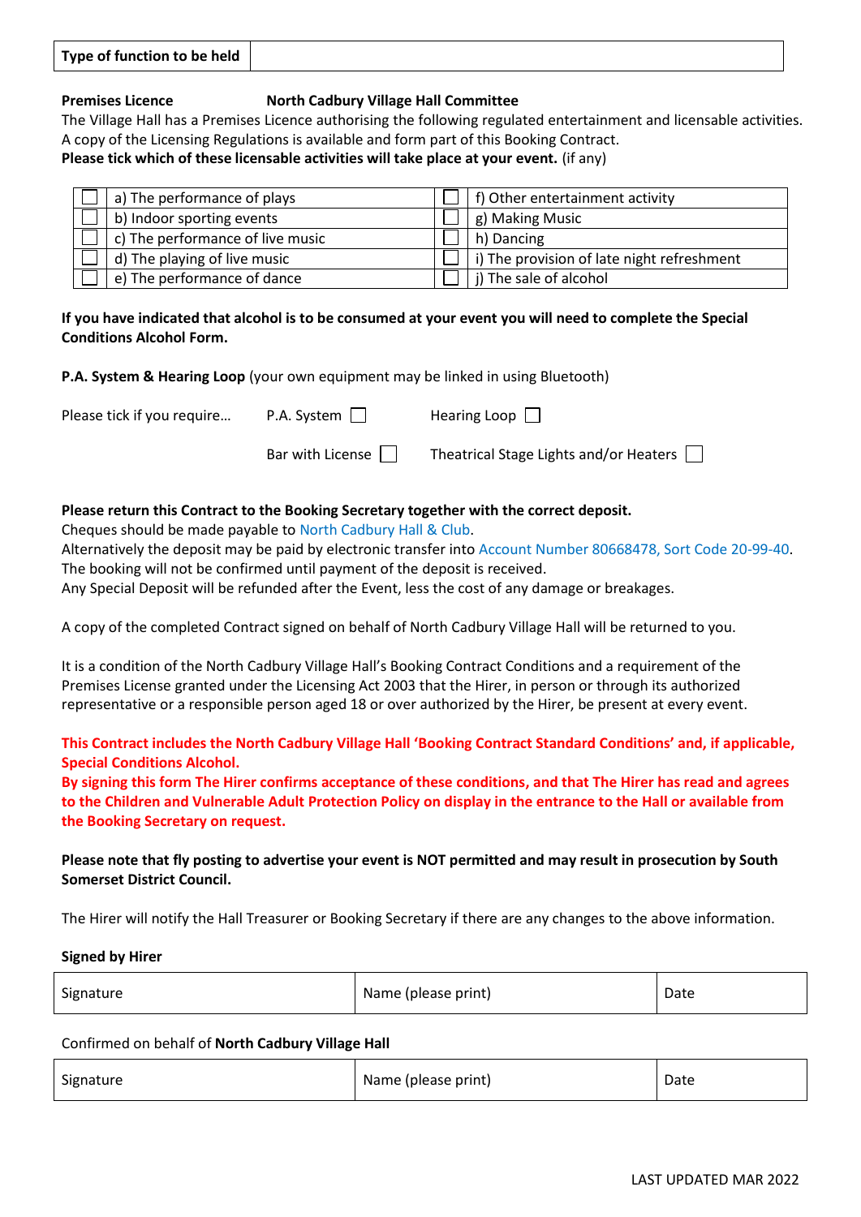| Type of function to be held | |
|---|---|

**Premises Licence** **North Cadbury Village Hall Committee**

The Village Hall has a Premises Licence authorising the following regulated entertainment and licensable activities. A copy of the Licensing Regulations is available and form part of this Booking Contract.

**Please tick which of these licensable activities will take place at your event.** (if any)

| | | | |
|---|---|---|---|
| ☐ | a) The performance of plays | ☐ | f) Other entertainment activity |
| ☐ | b) Indoor sporting events | ☐ | g) Making Music |
| ☐ | c) The performance of live music | ☐ | h) Dancing |
| ☐ | d) The playing of live music | ☐ | i) The provision of late night refreshment |
| ☐ | e) The performance of dance | ☐ | j) The sale of alcohol |

**If you have indicated that alcohol is to be consumed at your event you will need to complete the Special Conditions Alcohol Form.**

**P.A. System & Hearing Loop** (your own equipment may be linked in using Bluetooth)

Please tick if you require… P.A. System ☐ Hearing Loop ☐

Bar with License ☐ Theatrical Stage Lights and/or Heaters ☐

**Please return this Contract to the Booking Secretary together with the correct deposit.**

Cheques should be made payable to North Cadbury Hall & Club.

Alternatively the deposit may be paid by electronic transfer into Account Number 80668478, Sort Code 20-99-40.

The booking will not be confirmed until payment of the deposit is received.

Any Special Deposit will be refunded after the Event, less the cost of any damage or breakages.

A copy of the completed Contract signed on behalf of North Cadbury Village Hall will be returned to you.

It is a condition of the North Cadbury Village Hall's Booking Contract Conditions and a requirement of the Premises License granted under the Licensing Act 2003 that the Hirer, in person or through its authorized representative or a responsible person aged 18 or over authorized by the Hirer, be present at every event.

**This Contract includes the North Cadbury Village Hall 'Booking Contract Standard Conditions' and, if applicable, Special Conditions Alcohol.**

**By signing this form The Hirer confirms acceptance of these conditions, and that The Hirer has read and agrees to the Children and Vulnerable Adult Protection Policy on display in the entrance to the Hall or available from the Booking Secretary on request.**

**Please note that fly posting to advertise your event is NOT permitted and may result in prosecution by South Somerset District Council.**

The Hirer will notify the Hall Treasurer or Booking Secretary if there are any changes to the above information.

**Signed by Hirer**

| Signature | Name (please print) | Date |
|---|---|---|

Confirmed on behalf of **North Cadbury Village Hall**

| Signature | Name (please print) | Date |
|---|---|---|

LAST UPDATED MAR 2022